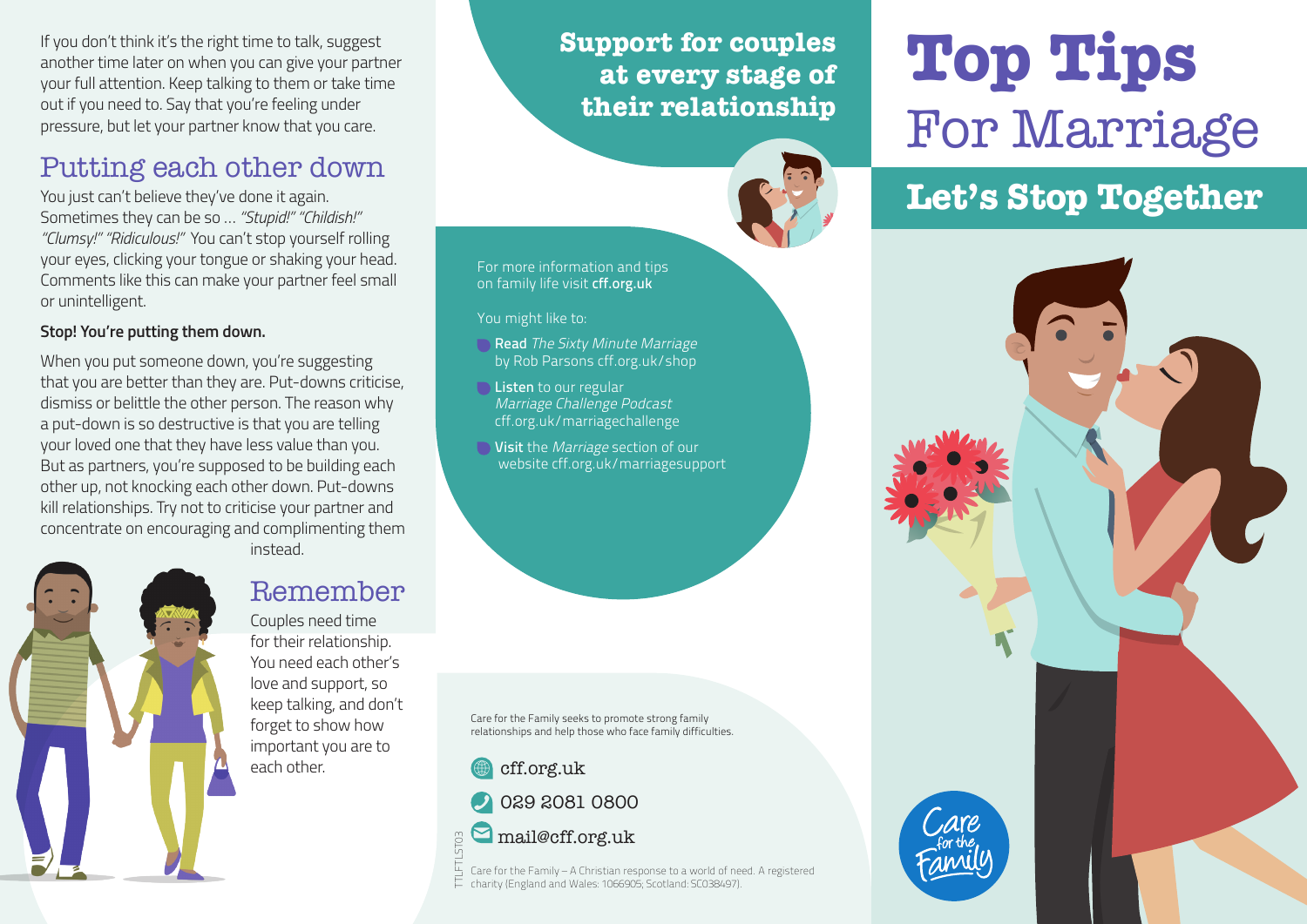If you don't think it's the right time to talk, suggest another time later on when you can give your partner your full attention. Keep talking to them or take time out if you need to. Say that you're feeling under pressure, but let your partner know that you care.

## Putting each other down

You just can't believe they've done it again. Sometimes they can be so … *"Stupid!" "Childish!" "Clumsy!" "Ridiculous!"* You can't stop yourself rolling your eyes, clicking your tongue or shaking your head. Comments like this can make your partner feel small or unintelligent.

**Stop! You're putting them down.**

When you put someone down, you're suggesting that you are better than they are. Put-downs criticise, dismiss or belittle the other person. The reason why a put-down is so destructive is that you are telling your loved one that they have less value than you. But as partners, you're supposed to be building each other up, not knocking each other down. Put-downs kill relationships. Try not to criticise your partner and concentrate on encouraging and complimenting them instead.

## Remember

Couples need time for their relationship. You need each other's love and support, so keep talking, and don't forget to show how important you are to each other.

**Support for couples at every stage of their relationship**

For more information and tips on family life visit **cff.org.uk**

You might like to:

- **Read** *The Sixty Minute Marriage* by Rob Parsons cff.org.uk/shop
- **Listen** to our regular *Marriage Challenge Podcast* cff.org.uk/marriagechallenge
- **Visit** the *Marriage* section of our website cff.org.uk/marriagesupport

Care for the Family seeks to promote strong family relationships and help those who face family difficulties.

cff.org.uk

029 2081 0800

mail@cff.org.uk

TTLFTLST03

Care for the Family – A Christian response to a world of need. A registered charity (England and Wales: 1066905; Scotland: SC038497).

# Top Tips For Marriage

## Let's Stop Together

Care for the Family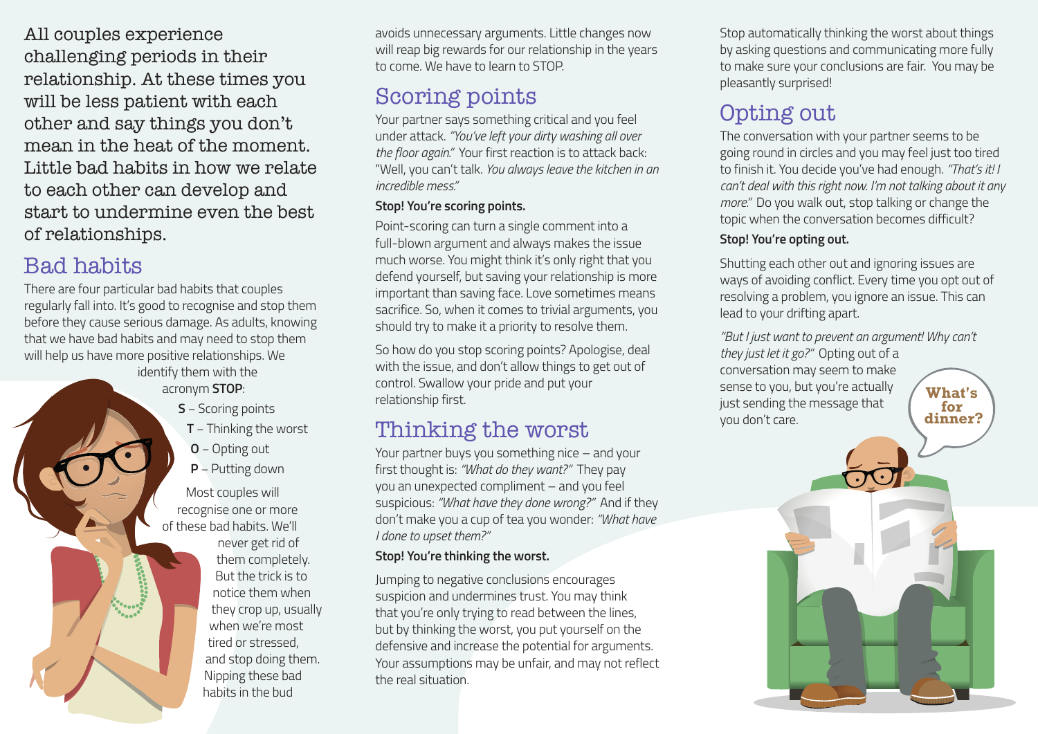All couples experience challenging periods in their relationship. At these times you will be less patient with each other and say things you don't mean in the heat of the moment. Little bad habits in how we relate to each other can develop and start to undermine even the best of relationships.

## Bad habits

There are four particular bad habits that couples regularly fall into. It's good to recognise and stop them before they cause serious damage. As adults, knowing that we have bad habits and may need to stop them will help us have more positive relationships. We identify them with the acronym **STOP**:

- **S** – Scoring points
- **T** – Thinking the worst
- **O** – Opting out
- **P** – Putting down

Most couples will recognise one or more of these bad habits. We'll never get rid of them completely. But the trick is to notice them when they crop up, usually when we're most tired or stressed, and stop doing them. Nipping these bad habits in the bud avoids unnecessary arguments. Little changes now will reap big rewards for our relationship in the years to come. We have to learn to STOP.

## Scoring points

Your partner says something critical and you feel under attack. *"You've left your dirty washing all over the floor again."* Your first reaction is to attack back: "Well, you can't talk. *You always leave the kitchen in an incredible mess."*

**Stop! You're scoring points.**

Point-scoring can turn a single comment into a full-blown argument and always makes the issue much worse. You might think it's only right that you defend yourself, but saving your relationship is more important than saving face. Love sometimes means sacrifice. So, when it comes to trivial arguments, you should try to make it a priority to resolve them.

So how do you stop scoring points? Apologise, deal with the issue, and don't allow things to get out of control. Swallow your pride and put your relationship first.

## Thinking the worst

Your partner buys you something nice – and your first thought is: *"What do they want?"* They pay you an unexpected compliment – and you feel suspicious: *"What have they done wrong?"* And if they don't make you a cup of tea you wonder: *"What have I done to upset them?"*

**Stop! You're thinking the worst.**

Jumping to negative conclusions encourages suspicion and undermines trust. You may think that you're only trying to read between the lines, but by thinking the worst, you put yourself on the defensive and increase the potential for arguments. Your assumptions may be unfair, and may not reflect the real situation.

Stop automatically thinking the worst about things by asking questions and communicating more fully to make sure your conclusions are fair. You may be pleasantly surprised!

## Opting out

The conversation with your partner seems to be going round in circles and you may feel just too tired to finish it. You decide you've had enough. *"That's it! I can't deal with this right now. I'm not talking about it any more."* Do you walk out, stop talking or change the topic when the conversation becomes difficult?

**Stop! You're opting out.**

Shutting each other out and ignoring issues are ways of avoiding conflict. Every time you opt out of resolving a problem, you ignore an issue. This can lead to your drifting apart.

*"But I just want to prevent an argument! Why can't they just let it go?"* Opting out of a conversation may seem to make sense to you, but you're actually just sending the message that you don't care.

What's for dinner?